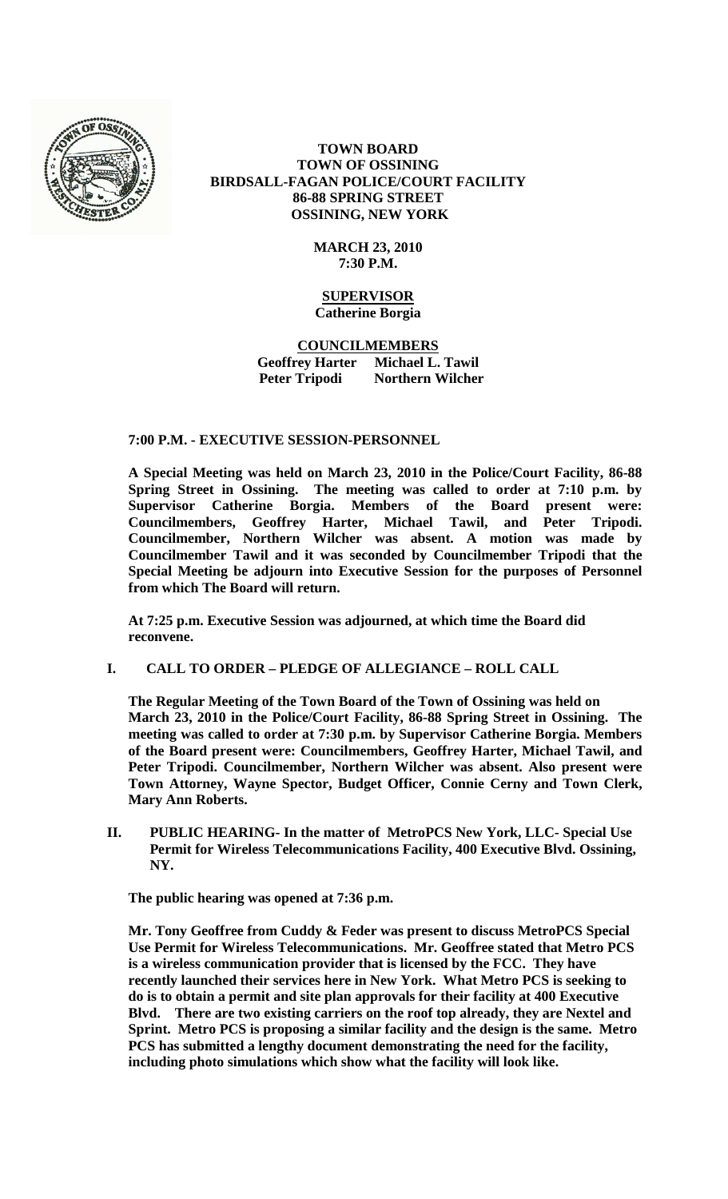**TOWN BOARD**
**TOWN OF OSSINING**
**BIRDSALL-FAGAN POLICE/COURT FACILITY**
**86-88 SPRING STREET**
**OSSINING, NEW YORK**

**MARCH 23, 2010**
**7:30 P.M.**

**SUPERVISOR**
**Catherine Borgia**

**COUNCILMEMBERS**
**Geoffrey Harter Michael L. Tawil**
**Peter Tripodi Northern Wilcher**

**7:00 P.M. - EXECUTIVE SESSION-PERSONNEL**

**A Special Meeting was held on March 23, 2010 in the Police/Court Facility, 86-88 Spring Street in Ossining. The meeting was called to order at 7:10 p.m. by Supervisor Catherine Borgia. Members of the Board present were: Councilmembers, Geoffrey Harter, Michael Tawil, and Peter Tripodi. Councilmember, Northern Wilcher was absent. A motion was made by Councilmember Tawil and it was seconded by Councilmember Tripodi that the Special Meeting be adjourn into Executive Session for the purposes of Personnel from which The Board will return.**

**At 7:25 p.m. Executive Session was adjourned, at which time the Board did reconvene.**

**I. CALL TO ORDER – PLEDGE OF ALLEGIANCE – ROLL CALL**

**The Regular Meeting of the Town Board of the Town of Ossining was held on March 23, 2010 in the Police/Court Facility, 86-88 Spring Street in Ossining. The meeting was called to order at 7:30 p.m. by Supervisor Catherine Borgia. Members of the Board present were: Councilmembers, Geoffrey Harter, Michael Tawil, and Peter Tripodi. Councilmember, Northern Wilcher was absent. Also present were Town Attorney, Wayne Spector, Budget Officer, Connie Cerny and Town Clerk, Mary Ann Roberts.**

**II. PUBLIC HEARING- In the matter of MetroPCS New York, LLC- Special Use Permit for Wireless Telecommunications Facility, 400 Executive Blvd. Ossining, NY.**

**The public hearing was opened at 7:36 p.m.**

**Mr. Tony Geoffree from Cuddy & Feder was present to discuss MetroPCS Special Use Permit for Wireless Telecommunications. Mr. Geoffree stated that Metro PCS is a wireless communication provider that is licensed by the FCC. They have recently launched their services here in New York. What Metro PCS is seeking to do is to obtain a permit and site plan approvals for their facility at 400 Executive Blvd. There are two existing carriers on the roof top already, they are Nextel and Sprint. Metro PCS is proposing a similar facility and the design is the same. Metro PCS has submitted a lengthy document demonstrating the need for the facility, including photo simulations which show what the facility will look like.**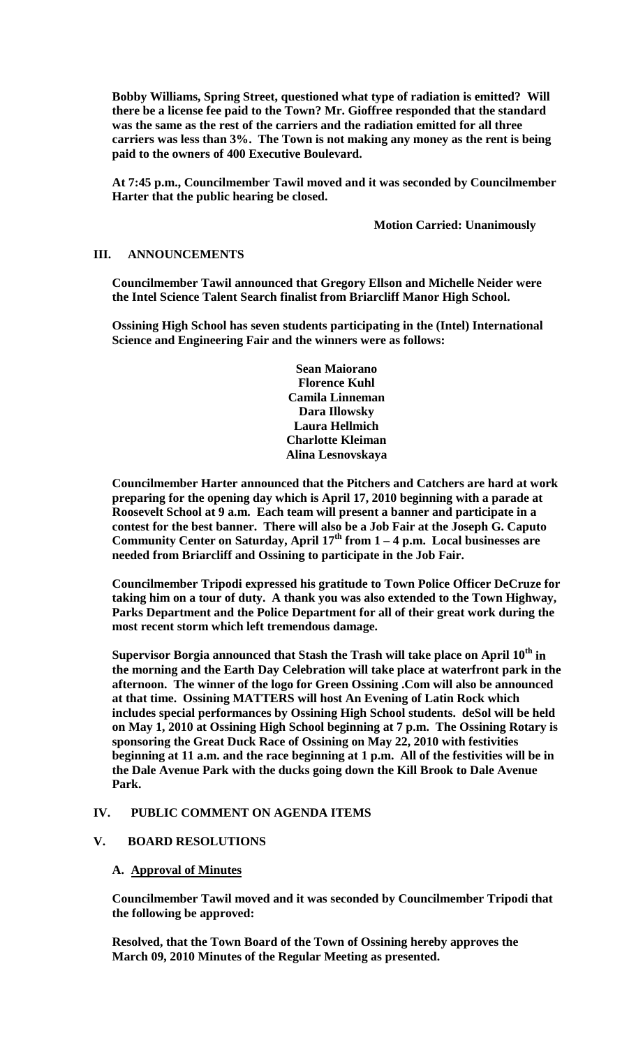**Bobby Williams, Spring Street, questioned what type of radiation is emitted? Will there be a license fee paid to the Town? Mr. Gioffree responded that the standard was the same as the rest of the carriers and the radiation emitted for all three carriers was less than 3%. The Town is not making any money as the rent is being paid to the owners of 400 Executive Boulevard.**

**At 7:45 p.m., Councilmember Tawil moved and it was seconded by Councilmember Harter that the public hearing be closed.**

**Motion Carried: Unanimously**

## III. ANNOUNCEMENTS

**Councilmember Tawil announced that Gregory Ellson and Michelle Neider were the Intel Science Talent Search finalist from Briarcliff Manor High School.**

**Ossining High School has seven students participating in the (Intel) International Science and Engineering Fair and the winners were as follows:**

**Sean Maiorano**
**Florence Kuhl**
**Camila Linneman**
**Dara Illowsky**
**Laura Hellmich**
**Charlotte Kleiman**
**Alina Lesnovskaya**

**Councilmember Harter announced that the Pitchers and Catchers are hard at work preparing for the opening day which is April 17, 2010 beginning with a parade at Roosevelt School at 9 a.m. Each team will present a banner and participate in a contest for the best banner. There will also be a Job Fair at the Joseph G. Caputo Community Center on Saturday, April 17th from 1 – 4 p.m. Local businesses are needed from Briarcliff and Ossining to participate in the Job Fair.**

**Councilmember Tripodi expressed his gratitude to Town Police Officer DeCruze for taking him on a tour of duty. A thank you was also extended to the Town Highway, Parks Department and the Police Department for all of their great work during the most recent storm which left tremendous damage.**

**Supervisor Borgia announced that Stash the Trash will take place on April 10th in the morning and the Earth Day Celebration will take place at waterfront park in the afternoon. The winner of the logo for Green Ossining .Com will also be announced at that time. Ossining MATTERS will host An Evening of Latin Rock which includes special performances by Ossining High School students. deSol will be held on May 1, 2010 at Ossining High School beginning at 7 p.m. The Ossining Rotary is sponsoring the Great Duck Race of Ossining on May 22, 2010 with festivities beginning at 11 a.m. and the race beginning at 1 p.m. All of the festivities will be in the Dale Avenue Park with the ducks going down the Kill Brook to Dale Avenue Park.**

## IV. PUBLIC COMMENT ON AGENDA ITEMS

## V. BOARD RESOLUTIONS

### A. Approval of Minutes

**Councilmember Tawil moved and it was seconded by Councilmember Tripodi that the following be approved:**

**Resolved, that the Town Board of the Town of Ossining hereby approves the March 09, 2010 Minutes of the Regular Meeting as presented.**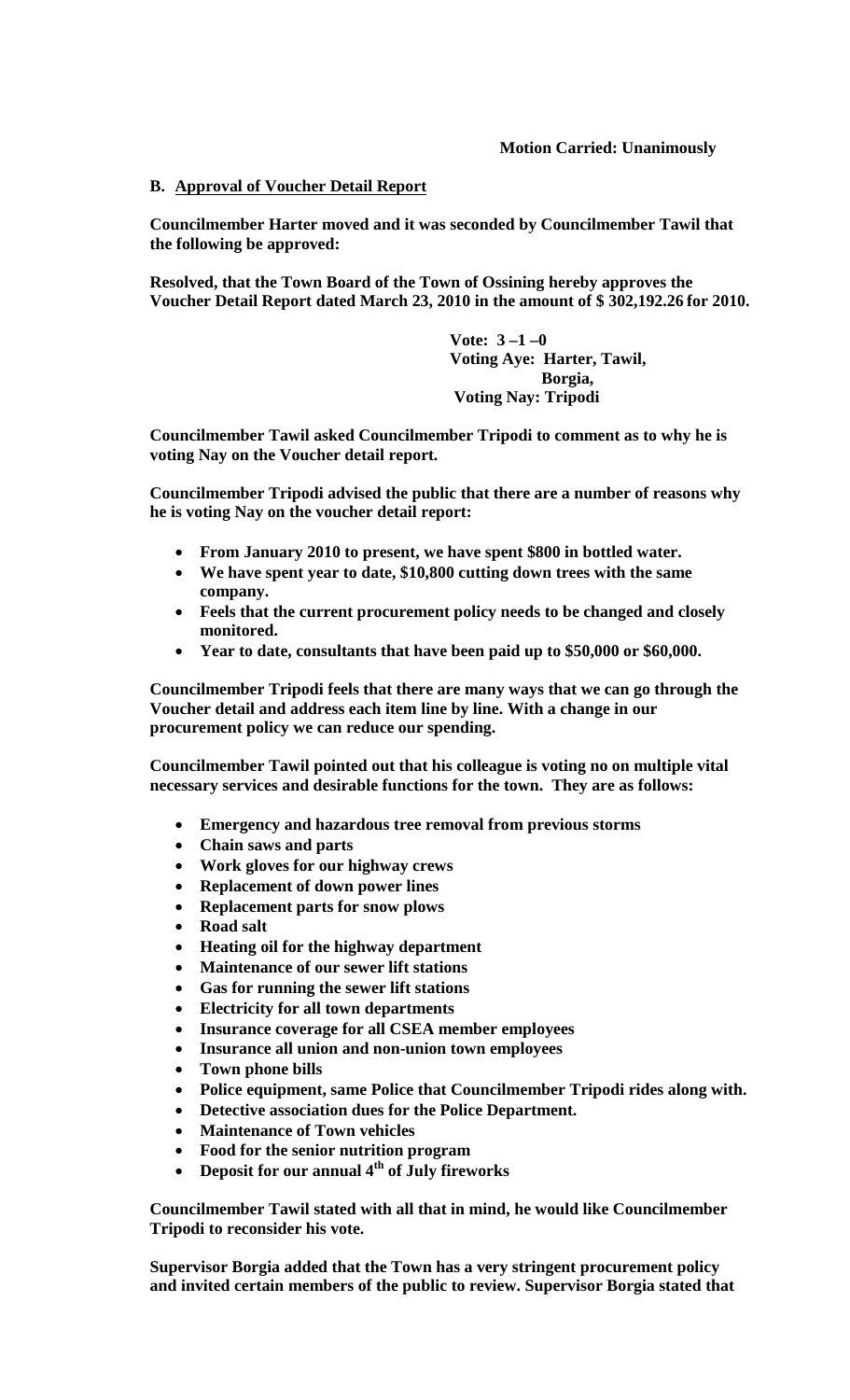**Motion Carried: Unanimously**

**B. Approval of Voucher Detail Report**

**Councilmember Harter moved and it was seconded by Councilmember Tawil that the following be approved:**

**Resolved, that the Town Board of the Town of Ossining hereby approves the Voucher Detail Report dated March 23, 2010 in the amount of $ 302,192.26 for 2010.**

**Vote: 3 –1 –0**
**Voting Aye: Harter, Tawil, Borgia,**
**Voting Nay: Tripodi**

**Councilmember Tawil asked Councilmember Tripodi to comment as to why he is voting Nay on the Voucher detail report.**

**Councilmember Tripodi advised the public that there are a number of reasons why he is voting Nay on the voucher detail report:**

- **From January 2010 to present, we have spent $800 in bottled water.**
- **We have spent year to date, $10,800 cutting down trees with the same company.**
- **Feels that the current procurement policy needs to be changed and closely monitored.**
- **Year to date, consultants that have been paid up to $50,000 or $60,000.**

**Councilmember Tripodi feels that there are many ways that we can go through the Voucher detail and address each item line by line. With a change in our procurement policy we can reduce our spending.**

**Councilmember Tawil pointed out that his colleague is voting no on multiple vital necessary services and desirable functions for the town. They are as follows:**

- **Emergency and hazardous tree removal from previous storms**
- **Chain saws and parts**
- **Work gloves for our highway crews**
- **Replacement of down power lines**
- **Replacement parts for snow plows**
- **Road salt**
- **Heating oil for the highway department**
- **Maintenance of our sewer lift stations**
- **Gas for running the sewer lift stations**
- **Electricity for all town departments**
- **Insurance coverage for all CSEA member employees**
- **Insurance all union and non-union town employees**
- **Town phone bills**
- **Police equipment, same Police that Councilmember Tripodi rides along with.**
- **Detective association dues for the Police Department.**
- **Maintenance of Town vehicles**
- **Food for the senior nutrition program**
- **Deposit for our annual 4th of July fireworks**

**Councilmember Tawil stated with all that in mind, he would like Councilmember Tripodi to reconsider his vote.**

**Supervisor Borgia added that the Town has a very stringent procurement policy and invited certain members of the public to review. Supervisor Borgia stated that**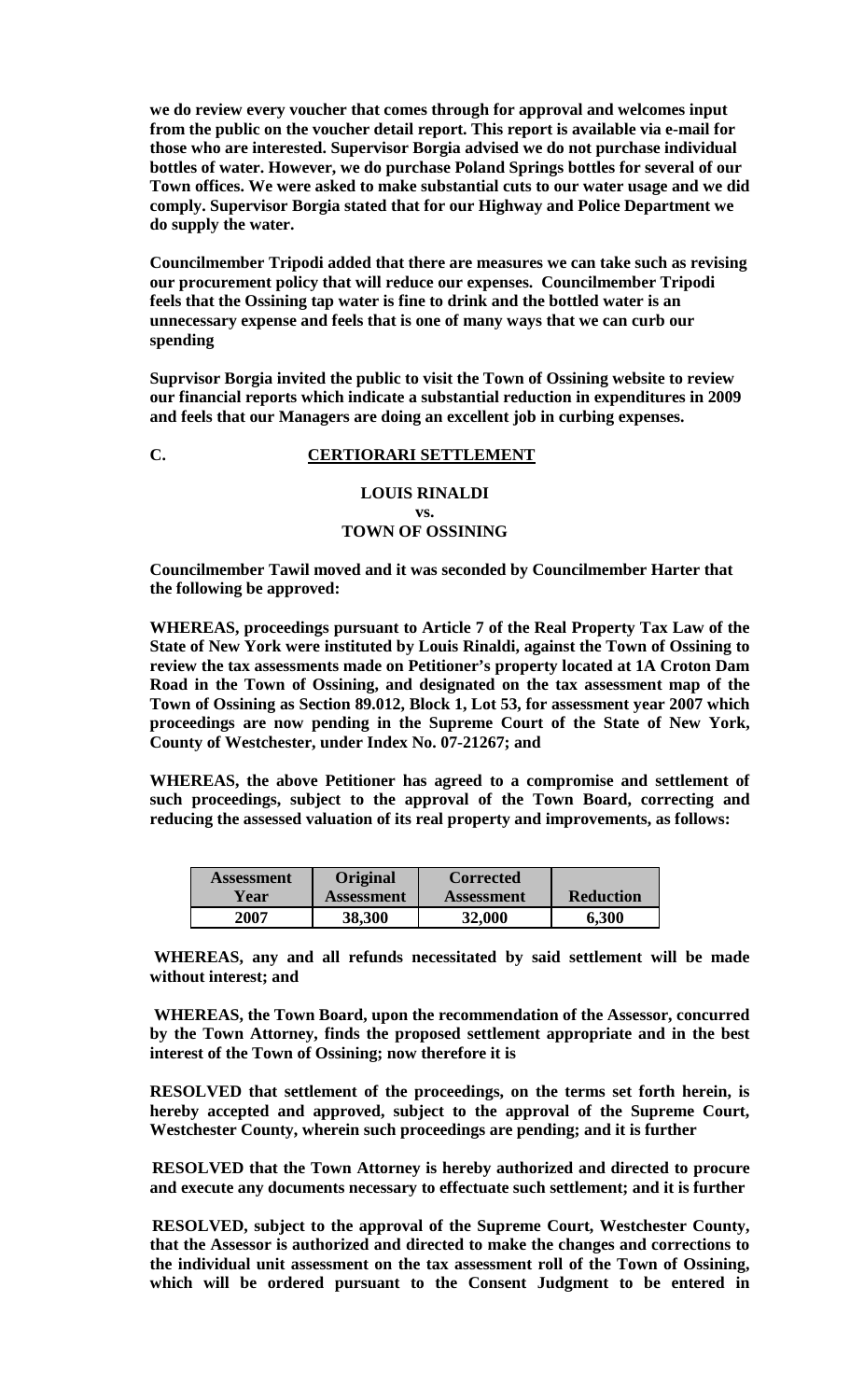**we do review every voucher that comes through for approval and welcomes input from the public on the voucher detail report. This report is available via e-mail for those who are interested. Supervisor Borgia advised we do not purchase individual bottles of water. However, we do purchase Poland Springs bottles for several of our Town offices. We were asked to make substantial cuts to our water usage and we did comply. Supervisor Borgia stated that for our Highway and Police Department we do supply the water.**

**Councilmember Tripodi added that there are measures we can take such as revising our procurement policy that will reduce our expenses. Councilmember Tripodi feels that the Ossining tap water is fine to drink and the bottled water is an unnecessary expense and feels that is one of many ways that we can curb our spending**

**Suprvisor Borgia invited the public to visit the Town of Ossining website to review our financial reports which indicate a substantial reduction in expenditures in 2009 and feels that our Managers are doing an excellent job in curbing expenses.**

**C. CERTIORARI SETTLEMENT**

**LOUIS RINALDI**
**vs.**
**TOWN OF OSSINING**

**Councilmember Tawil moved and it was seconded by Councilmember Harter that the following be approved:**

**WHEREAS, proceedings pursuant to Article 7 of the Real Property Tax Law of the State of New York were instituted by Louis Rinaldi, against the Town of Ossining to review the tax assessments made on Petitioner's property located at 1A Croton Dam Road in the Town of Ossining, and designated on the tax assessment map of the Town of Ossining as Section 89.012, Block 1, Lot 53, for assessment year 2007 which proceedings are now pending in the Supreme Court of the State of New York, County of Westchester, under Index No. 07-21267; and**

**WHEREAS, the above Petitioner has agreed to a compromise and settlement of such proceedings, subject to the approval of the Town Board, correcting and reducing the assessed valuation of its real property and improvements, as follows:**

| Assessment Year | Original Assessment | Corrected Assessment | Reduction |
|---|---|---|---|
| 2007 | 38,300 | 32,000 | 6,300 |

**WHEREAS, any and all refunds necessitated by said settlement will be made without interest; and**

**WHEREAS, the Town Board, upon the recommendation of the Assessor, concurred by the Town Attorney, finds the proposed settlement appropriate and in the best interest of the Town of Ossining; now therefore it is**

**RESOLVED that settlement of the proceedings, on the terms set forth herein, is hereby accepted and approved, subject to the approval of the Supreme Court, Westchester County, wherein such proceedings are pending; and it is further**

**RESOLVED that the Town Attorney is hereby authorized and directed to procure and execute any documents necessary to effectuate such settlement; and it is further**

**RESOLVED, subject to the approval of the Supreme Court, Westchester County, that the Assessor is authorized and directed to make the changes and corrections to the individual unit assessment on the tax assessment roll of the Town of Ossining, which will be ordered pursuant to the Consent Judgment to be entered in**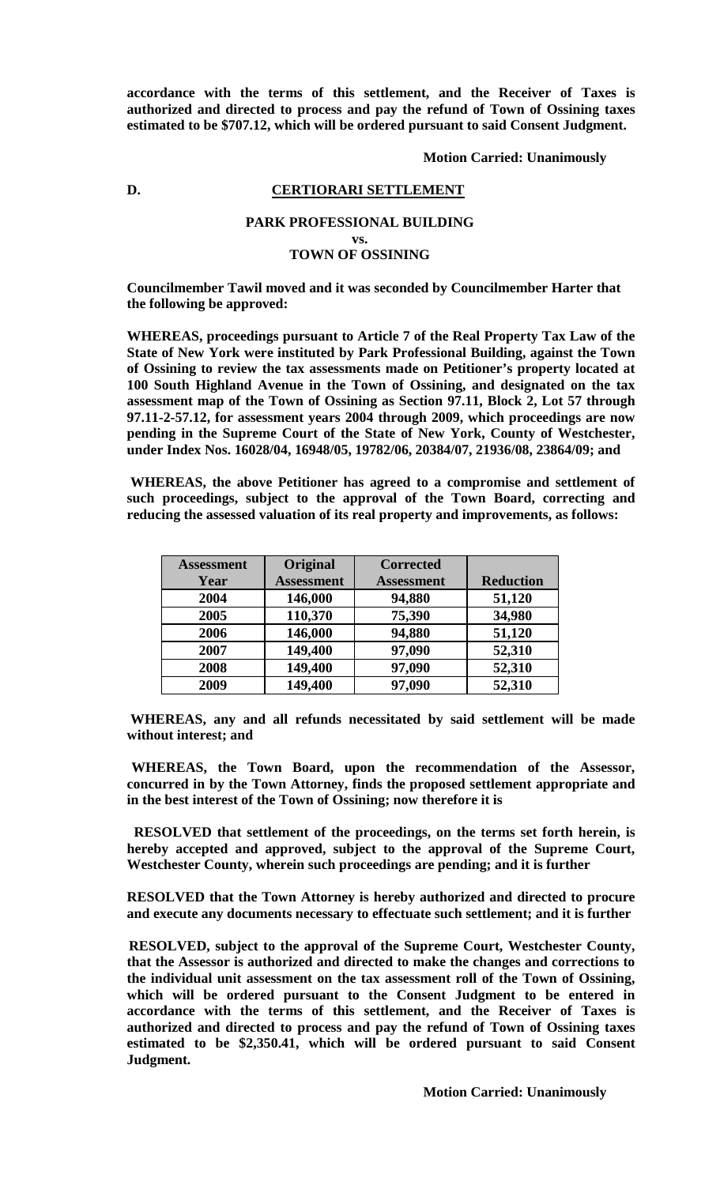**accordance with the terms of this settlement, and the Receiver of Taxes is authorized and directed to process and pay the refund of Town of Ossining taxes estimated to be $707.12, which will be ordered pursuant to said Consent Judgment.**

**Motion Carried: Unanimously**

**D. CERTIORARI SETTLEMENT**

**PARK PROFESSIONAL BUILDING**
**vs.**
**TOWN OF OSSINING**

**Councilmember Tawil moved and it was seconded by Councilmember Harter that the following be approved:**

**WHEREAS, proceedings pursuant to Article 7 of the Real Property Tax Law of the State of New York were instituted by Park Professional Building, against the Town of Ossining to review the tax assessments made on Petitioner's property located at 100 South Highland Avenue in the Town of Ossining, and designated on the tax assessment map of the Town of Ossining as Section 97.11, Block 2, Lot 57 through 97.11-2-57.12, for assessment years 2004 through 2009, which proceedings are now pending in the Supreme Court of the State of New York, County of Westchester, under Index Nos. 16028/04, 16948/05, 19782/06, 20384/07, 21936/08, 23864/09; and**

**WHEREAS, the above Petitioner has agreed to a compromise and settlement of such proceedings, subject to the approval of the Town Board, correcting and reducing the assessed valuation of its real property and improvements, as follows:**

| Assessment Year | Original Assessment | Corrected Assessment | Reduction |
|---|---|---|---|
| 2004 | 146,000 | 94,880 | 51,120 |
| 2005 | 110,370 | 75,390 | 34,980 |
| 2006 | 146,000 | 94,880 | 51,120 |
| 2007 | 149,400 | 97,090 | 52,310 |
| 2008 | 149,400 | 97,090 | 52,310 |
| 2009 | 149,400 | 97,090 | 52,310 |

**WHEREAS, any and all refunds necessitated by said settlement will be made without interest; and**

**WHEREAS, the Town Board, upon the recommendation of the Assessor, concurred in by the Town Attorney, finds the proposed settlement appropriate and in the best interest of the Town of Ossining; now therefore it is**

**RESOLVED that settlement of the proceedings, on the terms set forth herein, is hereby accepted and approved, subject to the approval of the Supreme Court, Westchester County, wherein such proceedings are pending; and it is further**

**RESOLVED that the Town Attorney is hereby authorized and directed to procure and execute any documents necessary to effectuate such settlement; and it is further**

**RESOLVED, subject to the approval of the Supreme Court, Westchester County, that the Assessor is authorized and directed to make the changes and corrections to the individual unit assessment on the tax assessment roll of the Town of Ossining, which will be ordered pursuant to the Consent Judgment to be entered in accordance with the terms of this settlement, and the Receiver of Taxes is authorized and directed to process and pay the refund of Town of Ossining taxes estimated to be $2,350.41, which will be ordered pursuant to said Consent Judgment.**

**Motion Carried: Unanimously**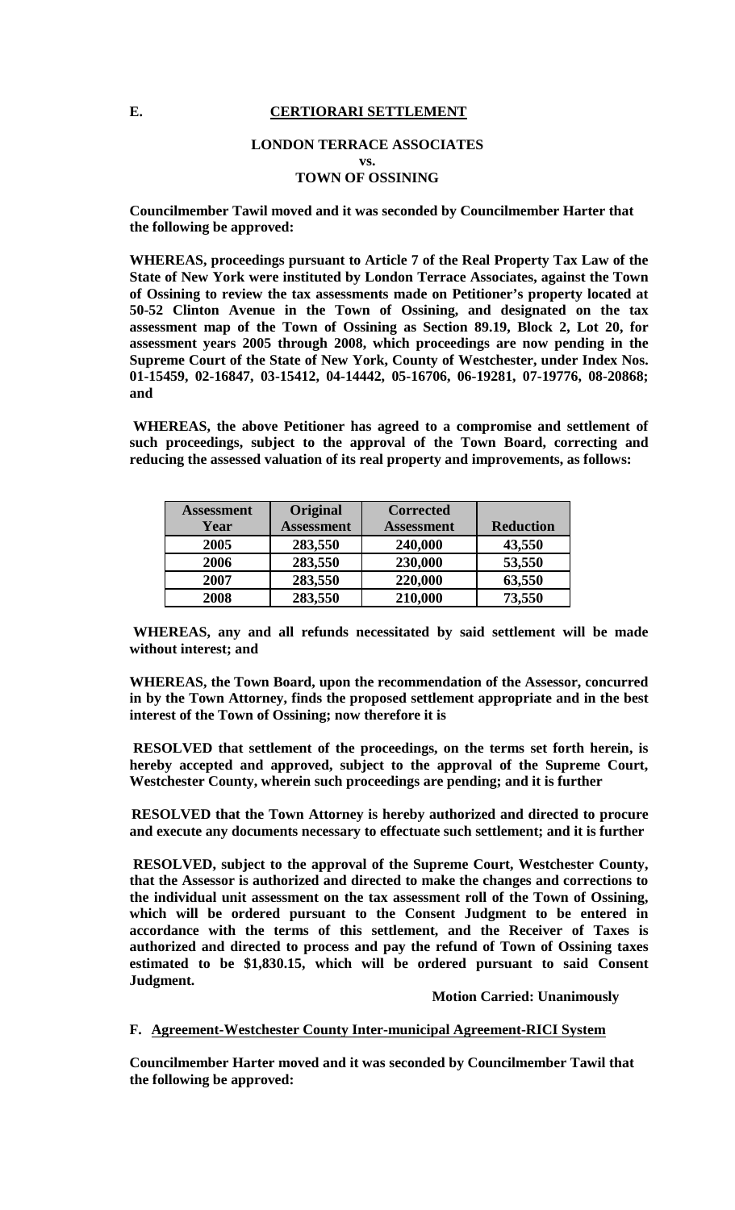## E. CERTIORARI SETTLEMENT

### LONDON TERRACE ASSOCIATES
### vs.
### TOWN OF OSSINING

**Councilmember Tawil moved and it was seconded by Councilmember Harter that the following be approved:**

**WHEREAS, proceedings pursuant to Article 7 of the Real Property Tax Law of the State of New York were instituted by London Terrace Associates, against the Town of Ossining to review the tax assessments made on Petitioner's property located at 50-52 Clinton Avenue in the Town of Ossining, and designated on the tax assessment map of the Town of Ossining as Section 89.19, Block 2, Lot 20, for assessment years 2005 through 2008, which proceedings are now pending in the Supreme Court of the State of New York, County of Westchester, under Index Nos. 01-15459, 02-16847, 03-15412, 04-14442, 05-16706, 06-19281, 07-19776, 08-20868; and**

**WHEREAS, the above Petitioner has agreed to a compromise and settlement of such proceedings, subject to the approval of the Town Board, correcting and reducing the assessed valuation of its real property and improvements, as follows:**

| Assessment Year | Original Assessment | Corrected Assessment | Reduction |
|---|---|---|---|
| 2005 | 283,550 | 240,000 | 43,550 |
| 2006 | 283,550 | 230,000 | 53,550 |
| 2007 | 283,550 | 220,000 | 63,550 |
| 2008 | 283,550 | 210,000 | 73,550 |

**WHEREAS, any and all refunds necessitated by said settlement will be made without interest; and**

**WHEREAS, the Town Board, upon the recommendation of the Assessor, concurred in by the Town Attorney, finds the proposed settlement appropriate and in the best interest of the Town of Ossining; now therefore it is**

**RESOLVED that settlement of the proceedings, on the terms set forth herein, is hereby accepted and approved, subject to the approval of the Supreme Court, Westchester County, wherein such proceedings are pending; and it is further**

**RESOLVED that the Town Attorney is hereby authorized and directed to procure and execute any documents necessary to effectuate such settlement; and it is further**

**RESOLVED, subject to the approval of the Supreme Court, Westchester County, that the Assessor is authorized and directed to make the changes and corrections to the individual unit assessment on the tax assessment roll of the Town of Ossining, which will be ordered pursuant to the Consent Judgment to be entered in accordance with the terms of this settlement, and the Receiver of Taxes is authorized and directed to process and pay the refund of Town of Ossining taxes estimated to be $1,830.15, which will be ordered pursuant to said Consent Judgment.**

**Motion Carried: Unanimously**

## F. Agreement-Westchester County Inter-municipal Agreement-RICI System

**Councilmember Harter moved and it was seconded by Councilmember Tawil that the following be approved:**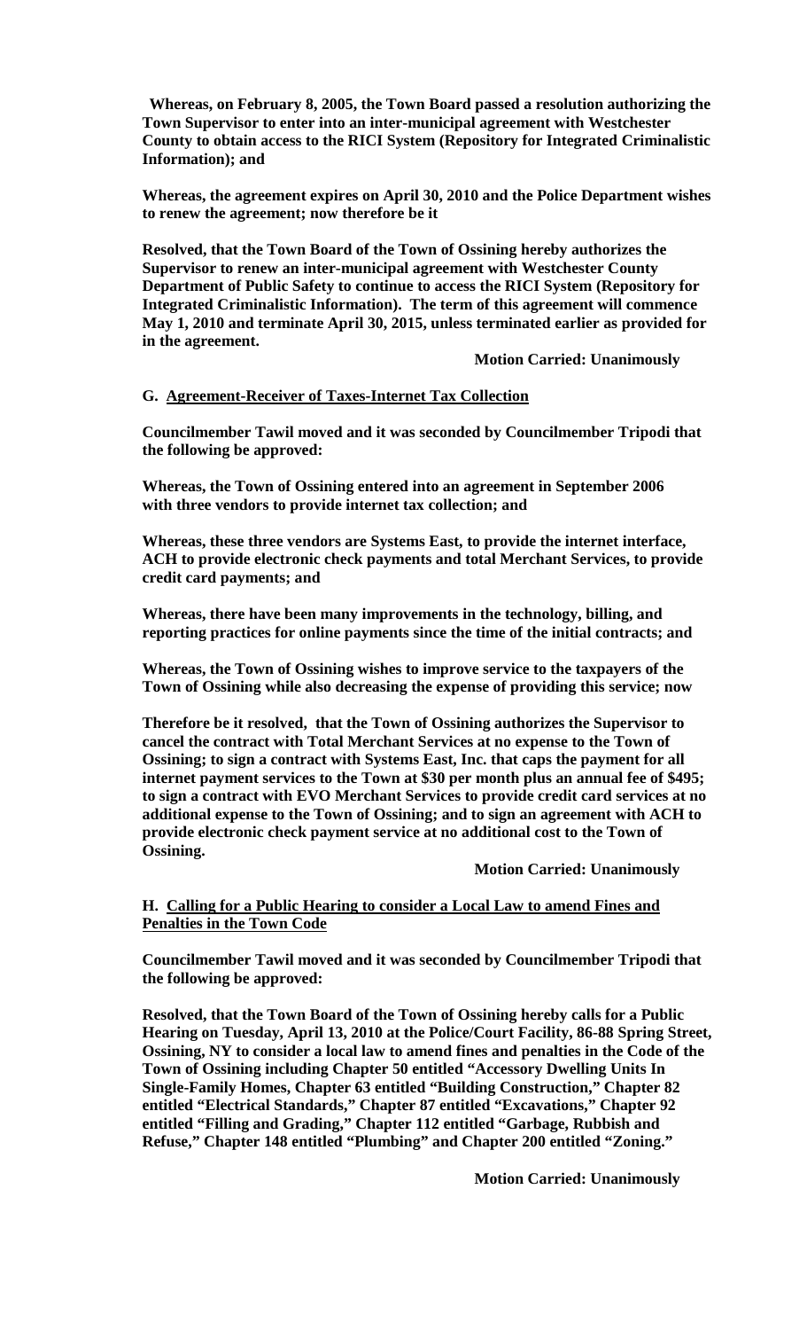**Whereas, on February 8, 2005, the Town Board passed a resolution authorizing the Town Supervisor to enter into an inter-municipal agreement with Westchester County to obtain access to the RICI System (Repository for Integrated Criminalistic Information); and**

**Whereas, the agreement expires on April 30, 2010 and the Police Department wishes to renew the agreement; now therefore be it**

**Resolved, that the Town Board of the Town of Ossining hereby authorizes the Supervisor to renew an inter-municipal agreement with Westchester County Department of Public Safety to continue to access the RICI System (Repository for Integrated Criminalistic Information). The term of this agreement will commence May 1, 2010 and terminate April 30, 2015, unless terminated earlier as provided for in the agreement.**

**Motion Carried: Unanimously**

**G. Agreement-Receiver of Taxes-Internet Tax Collection**

**Councilmember Tawil moved and it was seconded by Councilmember Tripodi that the following be approved:**

**Whereas, the Town of Ossining entered into an agreement in September 2006 with three vendors to provide internet tax collection; and**

**Whereas, these three vendors are Systems East, to provide the internet interface, ACH to provide electronic check payments and total Merchant Services, to provide credit card payments; and**

**Whereas, there have been many improvements in the technology, billing, and reporting practices for online payments since the time of the initial contracts; and**

**Whereas, the Town of Ossining wishes to improve service to the taxpayers of the Town of Ossining while also decreasing the expense of providing this service; now**

**Therefore be it resolved, that the Town of Ossining authorizes the Supervisor to cancel the contract with Total Merchant Services at no expense to the Town of Ossining; to sign a contract with Systems East, Inc. that caps the payment for all internet payment services to the Town at $30 per month plus an annual fee of $495; to sign a contract with EVO Merchant Services to provide credit card services at no additional expense to the Town of Ossining; and to sign an agreement with ACH to provide electronic check payment service at no additional cost to the Town of Ossining.**

**Motion Carried: Unanimously**

**H. Calling for a Public Hearing to consider a Local Law to amend Fines and Penalties in the Town Code**

**Councilmember Tawil moved and it was seconded by Councilmember Tripodi that the following be approved:**

**Resolved, that the Town Board of the Town of Ossining hereby calls for a Public Hearing on Tuesday, April 13, 2010 at the Police/Court Facility, 86-88 Spring Street, Ossining, NY to consider a local law to amend fines and penalties in the Code of the Town of Ossining including Chapter 50 entitled "Accessory Dwelling Units In Single-Family Homes, Chapter 63 entitled "Building Construction," Chapter 82 entitled "Electrical Standards," Chapter 87 entitled "Excavations," Chapter 92 entitled "Filling and Grading," Chapter 112 entitled "Garbage, Rubbish and Refuse," Chapter 148 entitled "Plumbing" and Chapter 200 entitled "Zoning."**

**Motion Carried: Unanimously**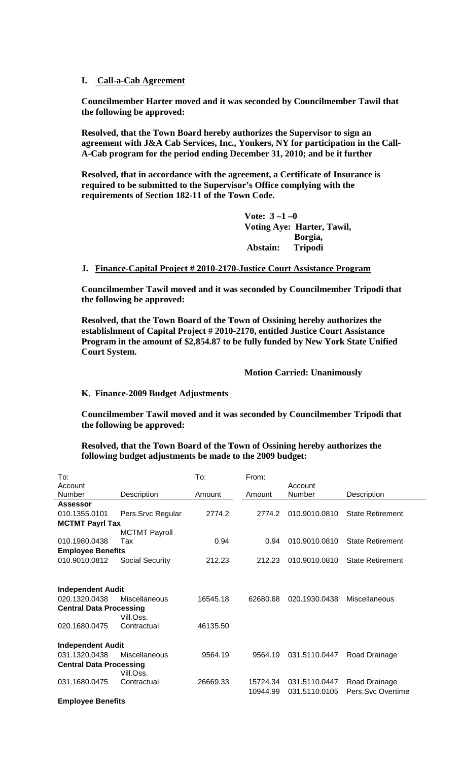**I. Call-a-Cab Agreement**

**Councilmember Harter moved and it was seconded by Councilmember Tawil that the following be approved:**

**Resolved, that the Town Board hereby authorizes the Supervisor to sign an agreement with J&A Cab Services, Inc., Yonkers, NY for participation in the Call-A-Cab program for the period ending December 31, 2010; and be it further**

**Resolved, that in accordance with the agreement, a Certificate of Insurance is required to be submitted to the Supervisor's Office complying with the requirements of Section 182-11 of the Town Code.**

**Vote: 3 –1 –0**
**Voting Aye: Harter, Tawil, Borgia,**
**Abstain: Tripodi**

**J. Finance-Capital Project # 2010-2170-Justice Court Assistance Program**

**Councilmember Tawil moved and it was seconded by Councilmember Tripodi that the following be approved:**

**Resolved, that the Town Board of the Town of Ossining hereby authorizes the establishment of Capital Project # 2010-2170, entitled Justice Court Assistance Program in the amount of $2,854.87 to be fully funded by New York State Unified Court System.**

**Motion Carried: Unanimously**

**K. Finance-2009 Budget Adjustments**

**Councilmember Tawil moved and it was seconded by Councilmember Tripodi that the following be approved:**

**Resolved, that the Town Board of the Town of Ossining hereby authorizes the following budget adjustments be made to the 2009 budget:**

| To: Account Number | Description | To: Amount | From: Amount | Account Number | Description |
|---|---|---|---|---|---|
| **Assessor** | | | | | |
| 010.1355.0101 | Pers.Srvc Regular | 2774.2 | 2774.2 | 010.9010.0810 | State Retirement |
| **MCTMT Payrl Tax** | | | | | |
| 010.1980.0438 | MCTMT Payroll Tax | 0.94 | 0.94 | 010.9010.0810 | State Retirement |
| **Employee Benefits** | | | | | |
| 010.9010.0812 | Social Security | 212.23 | 212.23 | 010.9010.0810 | State Retirement |
| | | | | | |
| **Independent Audit** | | | | | |
| 020.1320.0438 | Miscellaneous | 16545.18 | 62680.68 | 020.1930.0438 | Miscellaneous |
| **Central Data Processing** | | | | | |
| 020.1680.0475 | Vill.Oss. Contractual | 46135.50 | | | |
| | | | | | |
| **Independent Audit** | | | | | |
| 031.1320.0438 | Miscellaneous | 9564.19 | 9564.19 | 031.5110.0447 | Road Drainage |
| **Central Data Processing** | | | | | |
| 031.1680.0475 | Vill.Oss. Contractual | 26669.33 | 15724.34 | 031.5110.0447 | Road Drainage |
| | | | 10944.99 | 031.5110.0105 | Pers.Svc Overtime |
| **Employee Benefits** | | | | | |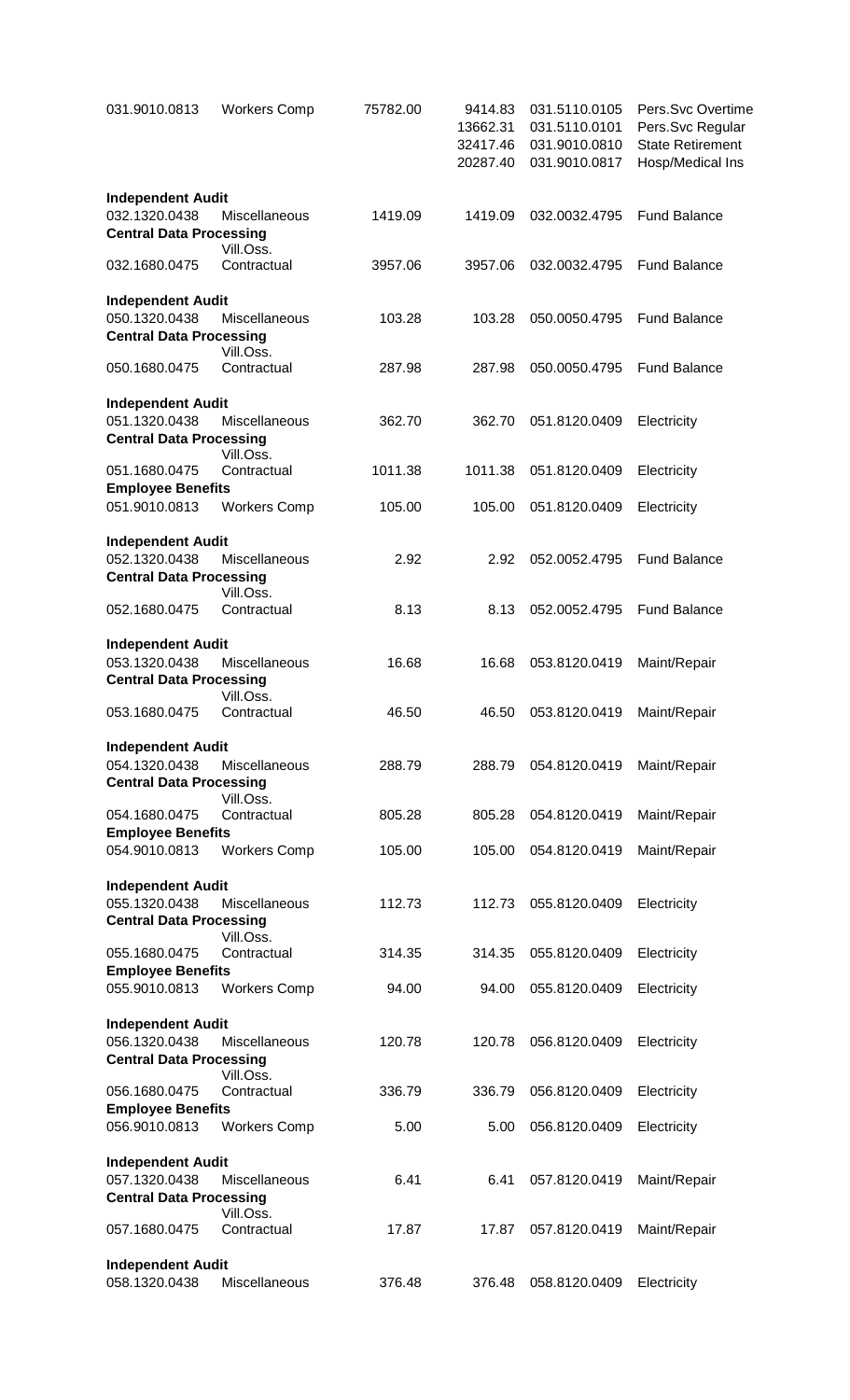| | | | | | |
|---|---|---|---|---|---|
| 031.9010.0813 | Workers Comp | 75782.00 | 9414.83 | 031.5110.0105 | Pers.Svc Overtime |
| | | | 13662.31 | 031.5110.0101 | Pers.Svc Regular |
| | | | 32417.46 | 031.9010.0810 | State Retirement |
| | | | 20287.40 | 031.9010.0817 | Hosp/Medical Ins |
| **Independent Audit** | | | | | |
| 032.1320.0438 | Miscellaneous | 1419.09 | 1419.09 | 032.0032.4795 | Fund Balance |
| **Central Data Processing** | | | | | |
| | Vill.Oss. | | | | |
| 032.1680.0475 | Contractual | 3957.06 | 3957.06 | 032.0032.4795 | Fund Balance |
| **Independent Audit** | | | | | |
| 050.1320.0438 | Miscellaneous | 103.28 | 103.28 | 050.0050.4795 | Fund Balance |
| **Central Data Processing** | | | | | |
| | Vill.Oss. | | | | |
| 050.1680.0475 | Contractual | 287.98 | 287.98 | 050.0050.4795 | Fund Balance |
| **Independent Audit** | | | | | |
| 051.1320.0438 | Miscellaneous | 362.70 | 362.70 | 051.8120.0409 | Electricity |
| **Central Data Processing** | | | | | |
| | Vill.Oss. | | | | |
| 051.1680.0475 | Contractual | 1011.38 | 1011.38 | 051.8120.0409 | Electricity |
| **Employee Benefits** | | | | | |
| 051.9010.0813 | Workers Comp | 105.00 | 105.00 | 051.8120.0409 | Electricity |
| **Independent Audit** | | | | | |
| 052.1320.0438 | Miscellaneous | 2.92 | 2.92 | 052.0052.4795 | Fund Balance |
| **Central Data Processing** | | | | | |
| | Vill.Oss. | | | | |
| 052.1680.0475 | Contractual | 8.13 | 8.13 | 052.0052.4795 | Fund Balance |
| **Independent Audit** | | | | | |
| 053.1320.0438 | Miscellaneous | 16.68 | 16.68 | 053.8120.0419 | Maint/Repair |
| **Central Data Processing** | | | | | |
| | Vill.Oss. | | | | |
| 053.1680.0475 | Contractual | 46.50 | 46.50 | 053.8120.0419 | Maint/Repair |
| **Independent Audit** | | | | | |
| 054.1320.0438 | Miscellaneous | 288.79 | 288.79 | 054.8120.0419 | Maint/Repair |
| **Central Data Processing** | | | | | |
| | Vill.Oss. | | | | |
| 054.1680.0475 | Contractual | 805.28 | 805.28 | 054.8120.0419 | Maint/Repair |
| **Employee Benefits** | | | | | |
| 054.9010.0813 | Workers Comp | 105.00 | 105.00 | 054.8120.0419 | Maint/Repair |
| **Independent Audit** | | | | | |
| 055.1320.0438 | Miscellaneous | 112.73 | 112.73 | 055.8120.0409 | Electricity |
| **Central Data Processing** | | | | | |
| | Vill.Oss. | | | | |
| 055.1680.0475 | Contractual | 314.35 | 314.35 | 055.8120.0409 | Electricity |
| **Employee Benefits** | | | | | |
| 055.9010.0813 | Workers Comp | 94.00 | 94.00 | 055.8120.0409 | Electricity |
| **Independent Audit** | | | | | |
| 056.1320.0438 | Miscellaneous | 120.78 | 120.78 | 056.8120.0409 | Electricity |
| **Central Data Processing** | | | | | |
| | Vill.Oss. | | | | |
| 056.1680.0475 | Contractual | 336.79 | 336.79 | 056.8120.0409 | Electricity |
| **Employee Benefits** | | | | | |
| 056.9010.0813 | Workers Comp | 5.00 | 5.00 | 056.8120.0409 | Electricity |
| **Independent Audit** | | | | | |
| 057.1320.0438 | Miscellaneous | 6.41 | 6.41 | 057.8120.0419 | Maint/Repair |
| **Central Data Processing** | | | | | |
| | Vill.Oss. | | | | |
| 057.1680.0475 | Contractual | 17.87 | 17.87 | 057.8120.0419 | Maint/Repair |
| **Independent Audit** | | | | | |
| 058.1320.0438 | Miscellaneous | 376.48 | 376.48 | 058.8120.0409 | Electricity |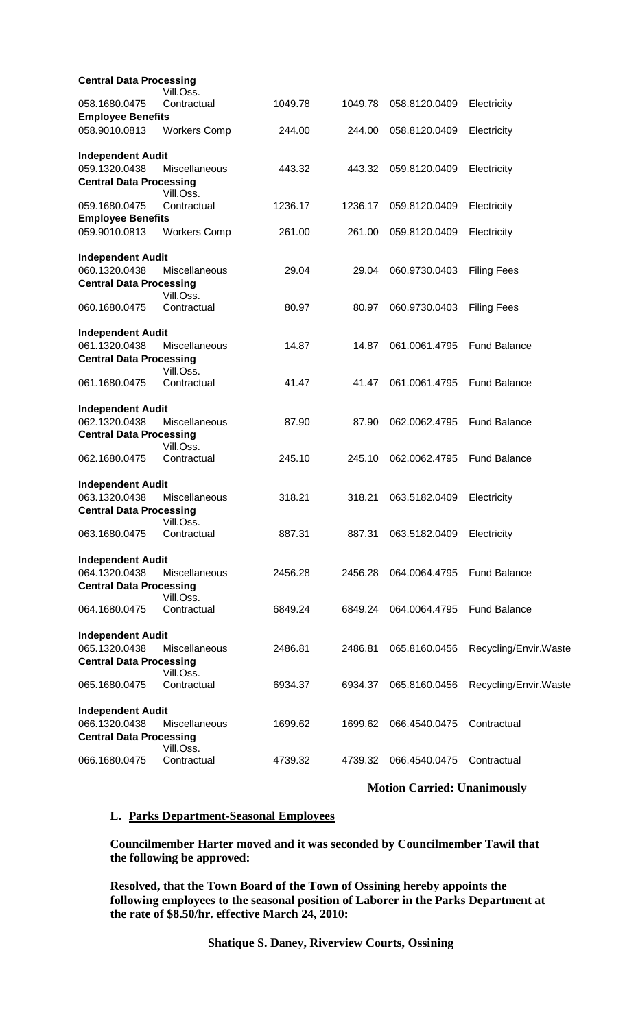| | | | | | |
|---|---|---|---|---|---|
| **Central Data Processing** | | | | | |
| 058.1680.0475 | Vill.Oss. Contractual | 1049.78 | 1049.78 | 058.8120.0409 | Electricity |
| **Employee Benefits** | | | | | |
| 058.9010.0813 | Workers Comp | 244.00 | 244.00 | 058.8120.0409 | Electricity |
| **Independent Audit** | | | | | |
| 059.1320.0438 | Miscellaneous | 443.32 | 443.32 | 059.8120.0409 | Electricity |
| **Central Data Processing** | | | | | |
| 059.1680.0475 | Vill.Oss. Contractual | 1236.17 | 1236.17 | 059.8120.0409 | Electricity |
| **Employee Benefits** | | | | | |
| 059.9010.0813 | Workers Comp | 261.00 | 261.00 | 059.8120.0409 | Electricity |
| **Independent Audit** | | | | | |
| 060.1320.0438 | Miscellaneous | 29.04 | 29.04 | 060.9730.0403 | Filing Fees |
| **Central Data Processing** | | | | | |
| 060.1680.0475 | Vill.Oss. Contractual | 80.97 | 80.97 | 060.9730.0403 | Filing Fees |
| **Independent Audit** | | | | | |
| 061.1320.0438 | Miscellaneous | 14.87 | 14.87 | 061.0061.4795 | Fund Balance |
| **Central Data Processing** | | | | | |
| 061.1680.0475 | Vill.Oss. Contractual | 41.47 | 41.47 | 061.0061.4795 | Fund Balance |
| **Independent Audit** | | | | | |
| 062.1320.0438 | Miscellaneous | 87.90 | 87.90 | 062.0062.4795 | Fund Balance |
| **Central Data Processing** | | | | | |
| 062.1680.0475 | Vill.Oss. Contractual | 245.10 | 245.10 | 062.0062.4795 | Fund Balance |
| **Independent Audit** | | | | | |
| 063.1320.0438 | Miscellaneous | 318.21 | 318.21 | 063.5182.0409 | Electricity |
| **Central Data Processing** | | | | | |
| 063.1680.0475 | Vill.Oss. Contractual | 887.31 | 887.31 | 063.5182.0409 | Electricity |
| **Independent Audit** | | | | | |
| 064.1320.0438 | Miscellaneous | 2456.28 | 2456.28 | 064.0064.4795 | Fund Balance |
| **Central Data Processing** | | | | | |
| 064.1680.0475 | Vill.Oss. Contractual | 6849.24 | 6849.24 | 064.0064.4795 | Fund Balance |
| **Independent Audit** | | | | | |
| 065.1320.0438 | Miscellaneous | 2486.81 | 2486.81 | 065.8160.0456 | Recycling/Envir.Waste |
| **Central Data Processing** | | | | | |
| 065.1680.0475 | Vill.Oss. Contractual | 6934.37 | 6934.37 | 065.8160.0456 | Recycling/Envir.Waste |
| **Independent Audit** | | | | | |
| 066.1320.0438 | Miscellaneous | 1699.62 | 1699.62 | 066.4540.0475 | Contractual |
| **Central Data Processing** | | | | | |
| 066.1680.0475 | Vill.Oss. Contractual | 4739.32 | 4739.32 | 066.4540.0475 | Contractual |

**Motion Carried: Unanimously**

**L. Parks Department-Seasonal Employees**

**Councilmember Harter moved and it was seconded by Councilmember Tawil that the following be approved:**

**Resolved, that the Town Board of the Town of Ossining hereby appoints the following employees to the seasonal position of Laborer in the Parks Department at the rate of $8.50/hr. effective March 24, 2010:**

**Shatique S. Daney, Riverview Courts, Ossining**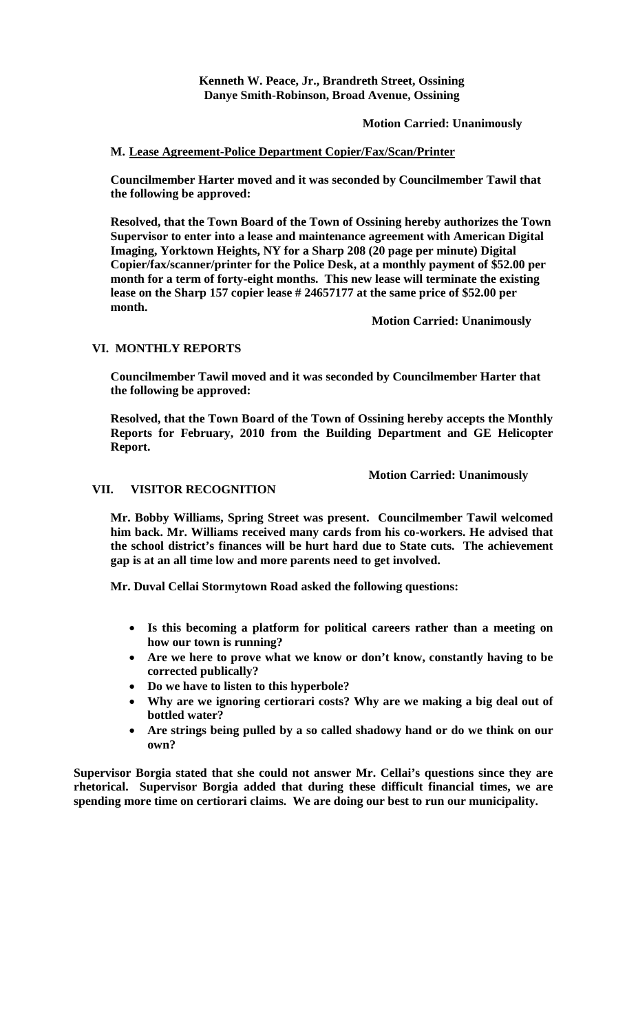**Kenneth W. Peace, Jr., Brandreth Street, Ossining**
**Danye Smith-Robinson, Broad Avenue, Ossining**

**Motion Carried: Unanimously**

**M. Lease Agreement-Police Department Copier/Fax/Scan/Printer**

**Councilmember Harter moved and it was seconded by Councilmember Tawil that the following be approved:**

**Resolved, that the Town Board of the Town of Ossining hereby authorizes the Town Supervisor to enter into a lease and maintenance agreement with American Digital Imaging, Yorktown Heights, NY for a Sharp 208 (20 page per minute) Digital Copier/fax/scanner/printer for the Police Desk, at a monthly payment of $52.00 per month for a term of forty-eight months. This new lease will terminate the existing lease on the Sharp 157 copier lease # 24657177 at the same price of $52.00 per month.**

**Motion Carried: Unanimously**

## VI. MONTHLY REPORTS

**Councilmember Tawil moved and it was seconded by Councilmember Harter that the following be approved:**

**Resolved, that the Town Board of the Town of Ossining hereby accepts the Monthly Reports for February, 2010 from the Building Department and GE Helicopter Report.**

**Motion Carried: Unanimously**

## VII. VISITOR RECOGNITION

**Mr. Bobby Williams, Spring Street was present. Councilmember Tawil welcomed him back. Mr. Williams received many cards from his co-workers. He advised that the school district's finances will be hurt hard due to State cuts. The achievement gap is at an all time low and more parents need to get involved.**

**Mr. Duval Cellai Stormytown Road asked the following questions:**

- **Is this becoming a platform for political careers rather than a meeting on how our town is running?**
- **Are we here to prove what we know or don't know, constantly having to be corrected publically?**
- **Do we have to listen to this hyperbole?**
- **Why are we ignoring certiorari costs? Why are we making a big deal out of bottled water?**
- **Are strings being pulled by a so called shadowy hand or do we think on our own?**

**Supervisor Borgia stated that she could not answer Mr. Cellai's questions since they are rhetorical. Supervisor Borgia added that during these difficult financial times, we are spending more time on certiorari claims. We are doing our best to run our municipality.**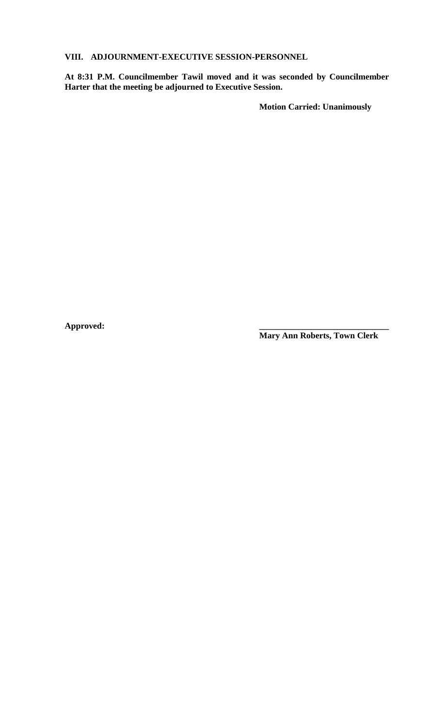## VIII. ADJOURNMENT-EXECUTIVE SESSION-PERSONNEL

**At 8:31 P.M. Councilmember Tawil moved and it was seconded by Councilmember Harter that the meeting be adjourned to Executive Session.**

**Motion Carried: Unanimously**

**Approved:** ______________________________

**Mary Ann Roberts, Town Clerk**